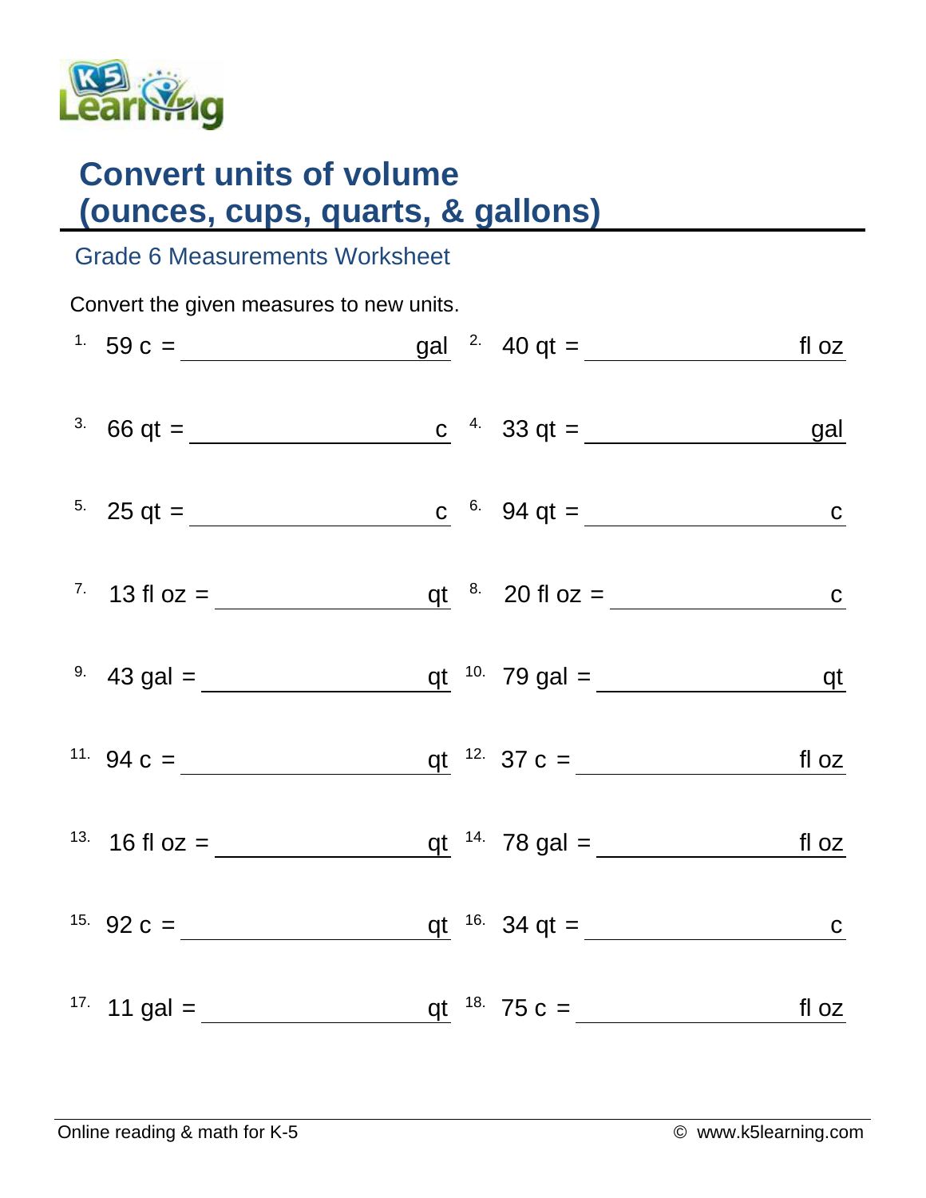# Convert units of volume (ounces, cups, quarts, & gallons)

## Grade 6 Measurements Worksheet

Convert the given measures to new units.

1. 59 c = ________________ gal
2. 40 qt = ________________ fl oz
3. 66 qt = ________________ c
4. 33 qt = ________________ gal
5. 25 qt = ________________ c
6. 94 qt = ________________ c
7. 13 fl oz = ________________ qt
8. 20 fl oz = ________________ c
9. 43 gal = ________________ qt
10. 79 gal = ________________ qt
11. 94 c = ________________ qt
12. 37 c = ________________ fl oz
13. 16 fl oz = ________________ qt
14. 78 gal = ________________ fl oz
15. 92 c = ________________ qt
16. 34 qt = ________________ c
17. 11 gal = ________________ qt
18. 75 c = ________________ fl oz

Online reading & math for K-5 © www.k5learning.com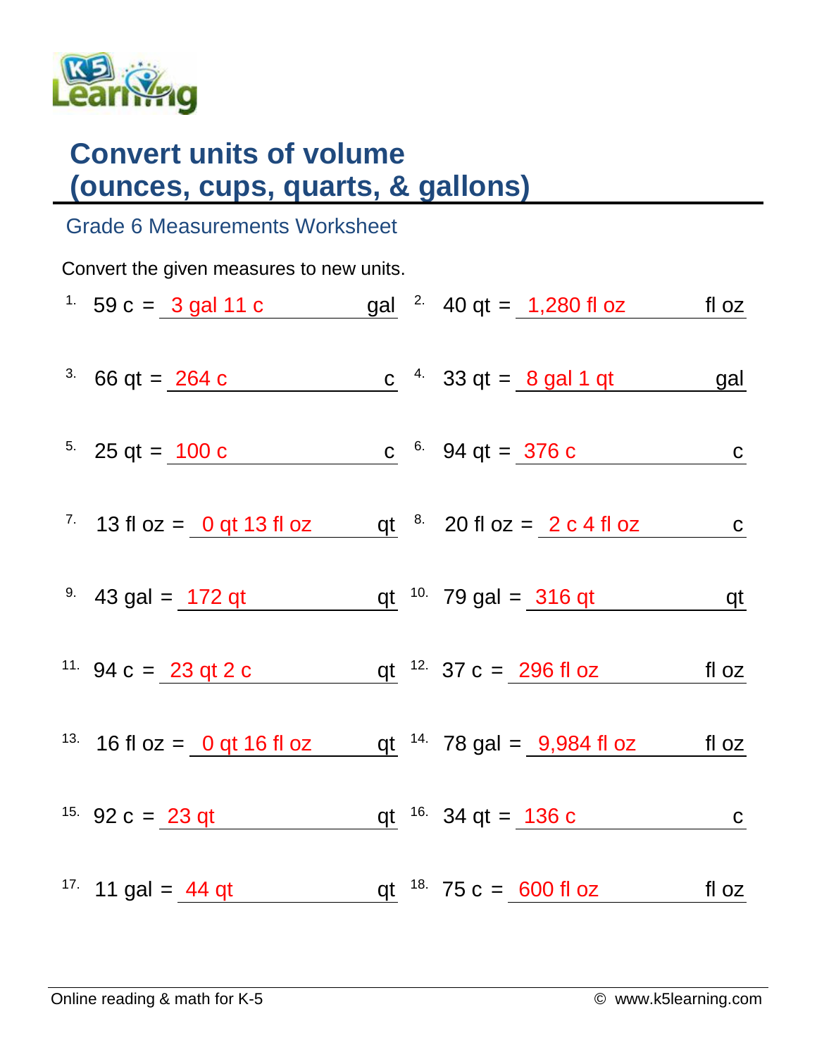# Convert units of volume (ounces, cups, quarts, & gallons)

## Grade 6 Measurements Worksheet

Convert the given measures to new units.

1. 59 c = 3 gal 11 c gal
2. 40 qt = 1,280 fl oz fl oz
3. 66 qt = 264 c c
4. 33 qt = 8 gal 1 qt gal
5. 25 qt = 100 c c
6. 94 qt = 376 c c
7. 13 fl oz = 0 qt 13 fl oz qt
8. 20 fl oz = 2 c 4 fl oz c
9. 43 gal = 172 qt qt
10. 79 gal = 316 qt qt
11. 94 c = 23 qt 2 c qt
12. 37 c = 296 fl oz fl oz
13. 16 fl oz = 0 qt 16 fl oz qt
14. 78 gal = 9,984 fl oz fl oz
15. 92 c = 23 qt qt
16. 34 qt = 136 c c
17. 11 gal = 44 qt qt
18. 75 c = 600 fl oz fl oz